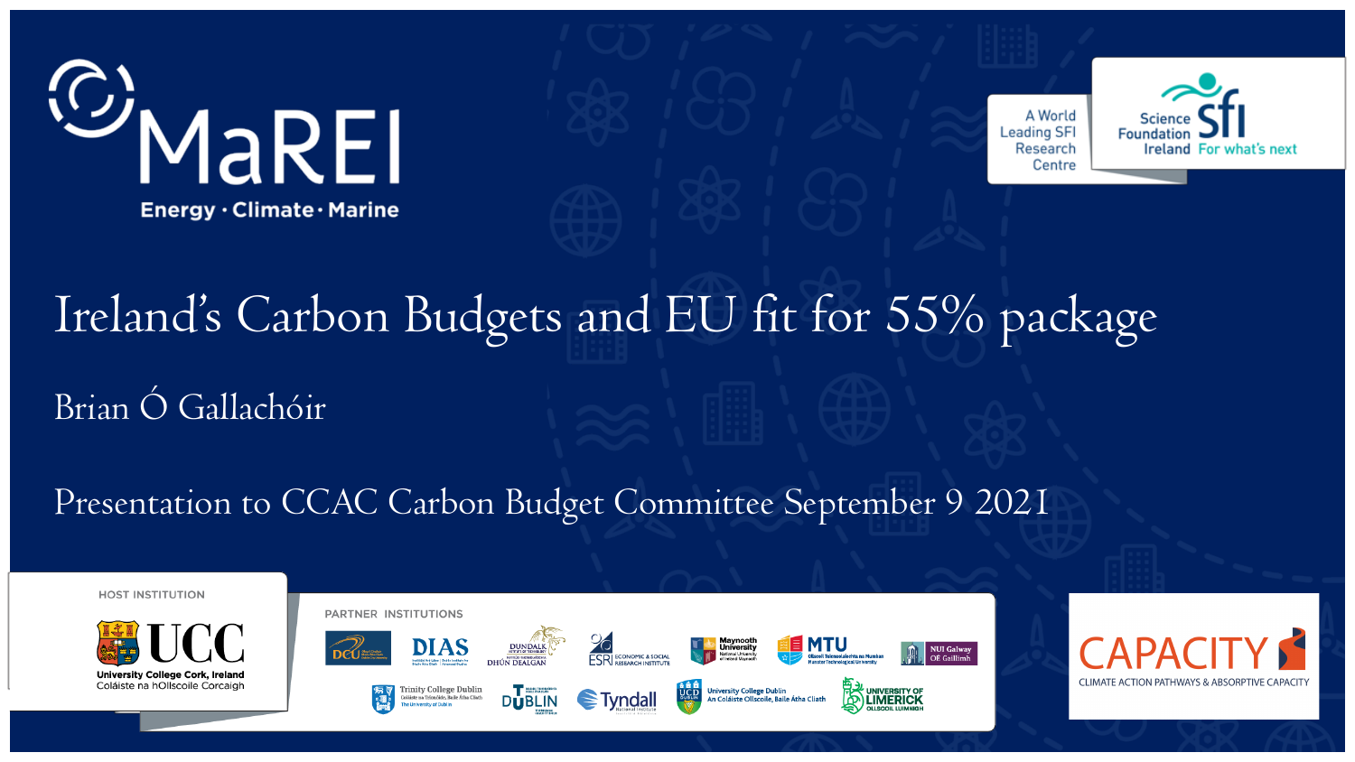MaREI

Energy · Climate · Marine

A World Leading SFI Research Centre

Science Foundation Ireland For what's next

# Ireland's Carbon Budgets and EU fit for 55% package

Brian Ó Gallachóir

Presentation to CCAC Carbon Budget Committee September 9 2021

HOST INSTITUTION

UCC University College Cork, Ireland Coláiste na hOllscoile Corcaigh

PARTNER INSTITUTIONS

DCU · DIAS · Dundalk Institute of Technology · ESRI Economic & Social Research Institute · Maynooth University · MTU · NUI Galway · Trinity College Dublin · TU Dublin · Tyndall National Institute · UCD University College Dublin · University of Limerick

CAPACITY CLIMATE ACTION PATHWAYS & ABSORPTIVE CAPACITY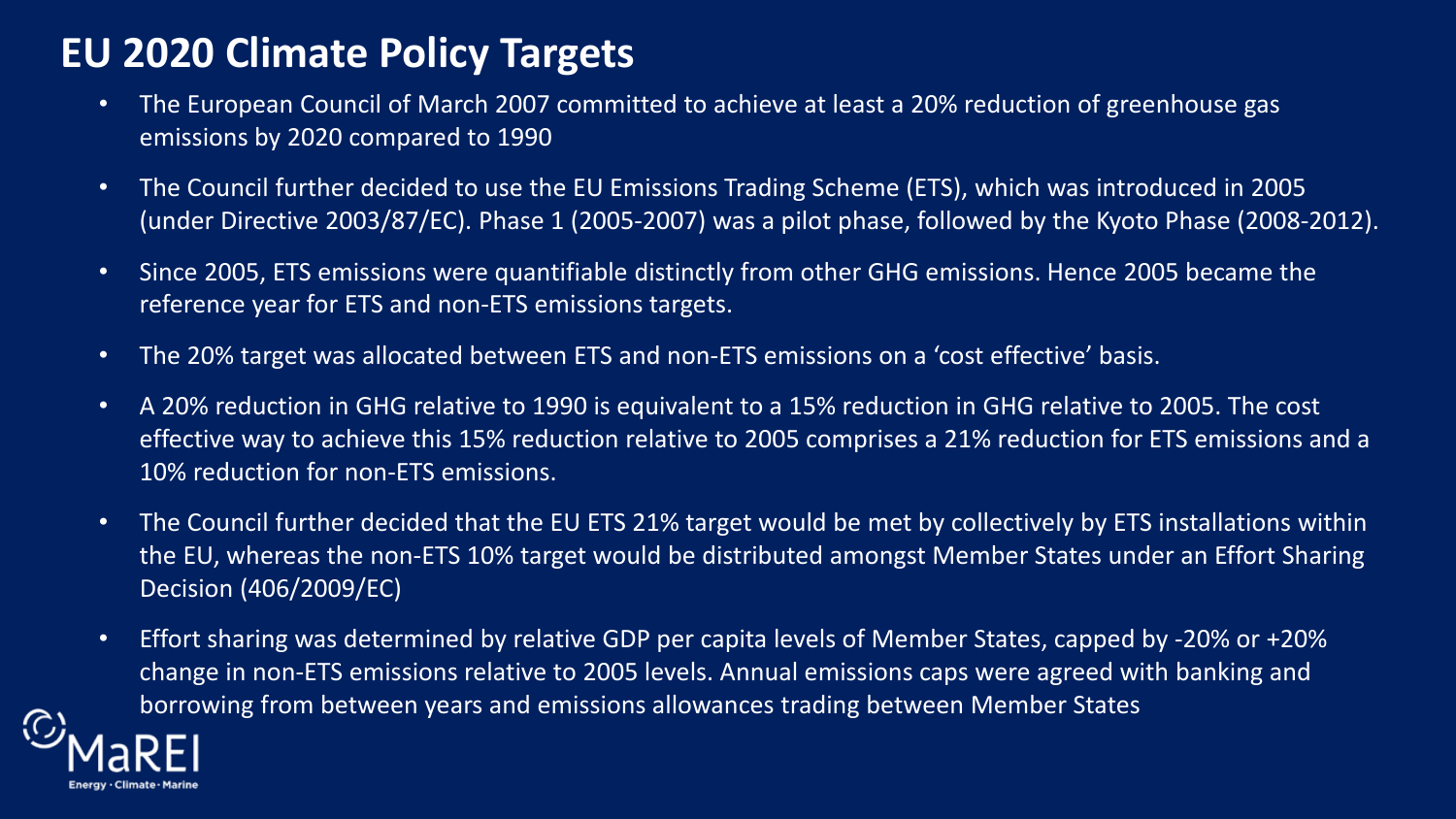# EU 2020 Climate Policy Targets

- The European Council of March 2007 committed to achieve at least a 20% reduction of greenhouse gas emissions by 2020 compared to 1990
- The Council further decided to use the EU Emissions Trading Scheme (ETS), which was introduced in 2005 (under Directive 2003/87/EC). Phase 1 (2005-2007) was a pilot phase, followed by the Kyoto Phase (2008-2012).
- Since 2005, ETS emissions were quantifiable distinctly from other GHG emissions. Hence 2005 became the reference year for ETS and non-ETS emissions targets.
- The 20% target was allocated between ETS and non-ETS emissions on a 'cost effective' basis.
- A 20% reduction in GHG relative to 1990 is equivalent to a 15% reduction in GHG relative to 2005. The cost effective way to achieve this 15% reduction relative to 2005 comprises a 21% reduction for ETS emissions and a 10% reduction for non-ETS emissions.
- The Council further decided that the EU ETS 21% target would be met by collectively by ETS installations within the EU, whereas the non-ETS 10% target would be distributed amongst Member States under an Effort Sharing Decision (406/2009/EC)
- Effort sharing was determined by relative GDP per capita levels of Member States, capped by -20% or +20% change in non-ETS emissions relative to 2005 levels. Annual emissions caps were agreed with banking and borrowing from between years and emissions allowances trading between Member States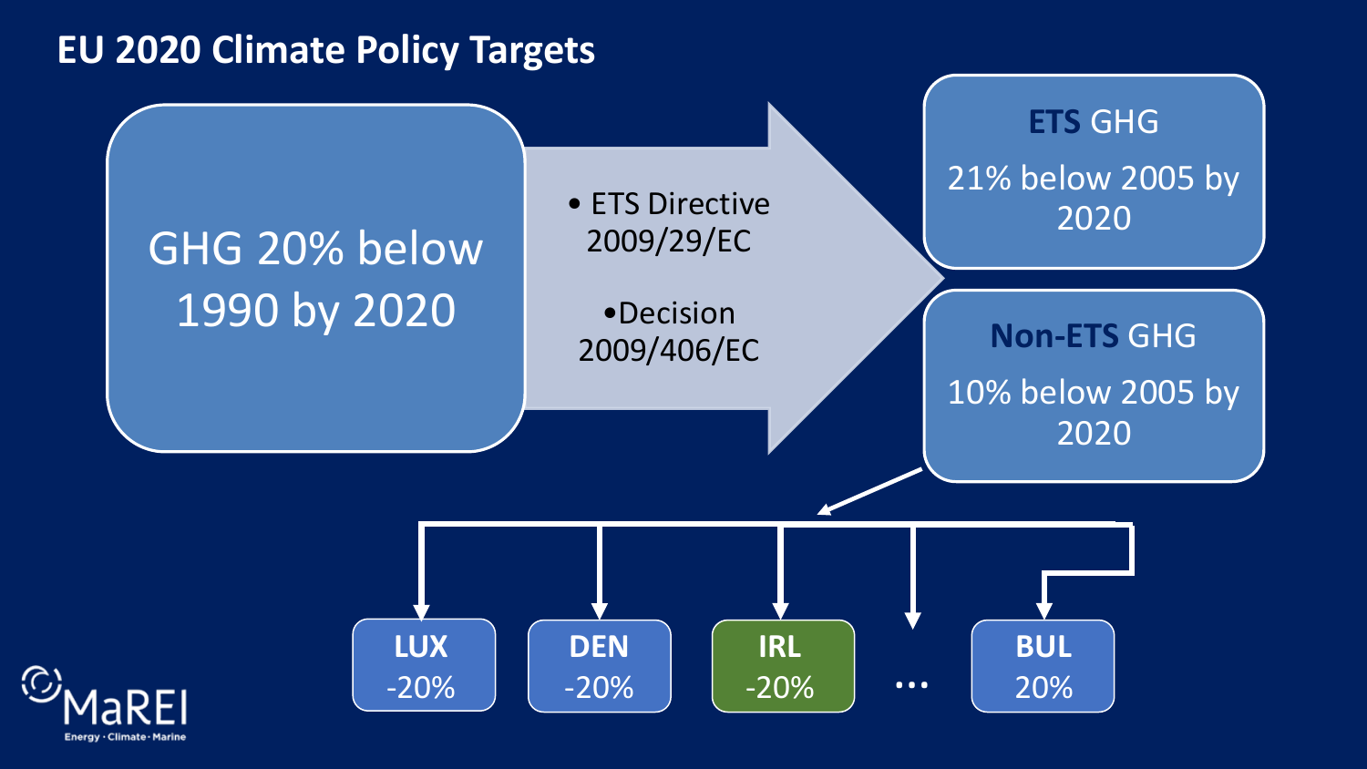# EU 2020 Climate Policy Targets

GHG 20% below 1990 by 2020

- ETS Directive 2009/29/EC
- Decision 2009/406/EC

**ETS** GHG

21% below 2005 by 2020

**Non-ETS** GHG

10% below 2005 by 2020

| LUX | DEN | IRL | … | BUL |
|---|---|---|---|---|
| -20% | -20% | -20% | | 20% |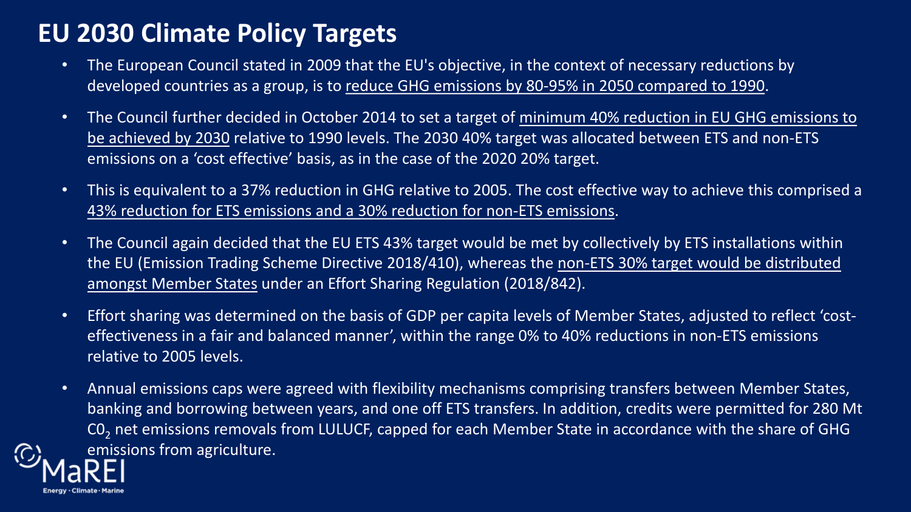# EU 2030 Climate Policy Targets

- The European Council stated in 2009 that the EU's objective, in the context of necessary reductions by developed countries as a group, is to reduce GHG emissions by 80-95% in 2050 compared to 1990.
- The Council further decided in October 2014 to set a target of minimum 40% reduction in EU GHG emissions to be achieved by 2030 relative to 1990 levels. The 2030 40% target was allocated between ETS and non-ETS emissions on a 'cost effective' basis, as in the case of the 2020 20% target.
- This is equivalent to a 37% reduction in GHG relative to 2005. The cost effective way to achieve this comprised a 43% reduction for ETS emissions and a 30% reduction for non-ETS emissions.
- The Council again decided that the EU ETS 43% target would be met by collectively by ETS installations within the EU (Emission Trading Scheme Directive 2018/410), whereas the non-ETS 30% target would be distributed amongst Member States under an Effort Sharing Regulation (2018/842).
- Effort sharing was determined on the basis of GDP per capita levels of Member States, adjusted to reflect 'cost-effectiveness in a fair and balanced manner', within the range 0% to 40% reductions in non-ETS emissions relative to 2005 levels.
- Annual emissions caps were agreed with flexibility mechanisms comprising transfers between Member States, banking and borrowing between years, and one off ETS transfers. In addition, credits were permitted for 280 Mt $C0_2$ net emissions removals from LULUCF, capped for each Member State in accordance with the share of GHG emissions from agriculture.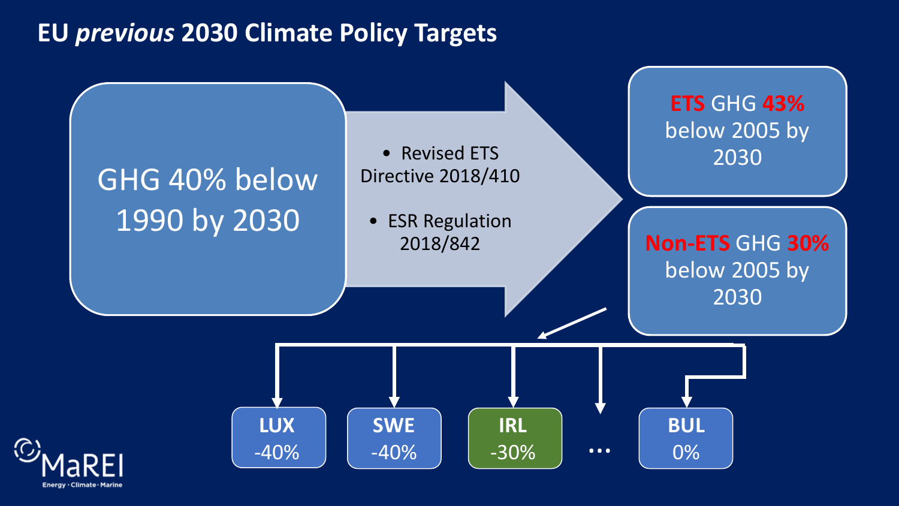# EU *previous* 2030 Climate Policy Targets

GHG 40% below 1990 by 2030

- Revised ETS Directive 2018/410
- ESR Regulation 2018/842

ETS GHG 43% below 2005 by 2030

Non-ETS GHG 30% below 2005 by 2030

| LUX | SWE | IRL | … | BUL |
|---|---|---|---|---|
| -40% | -40% | -30% | | 0% |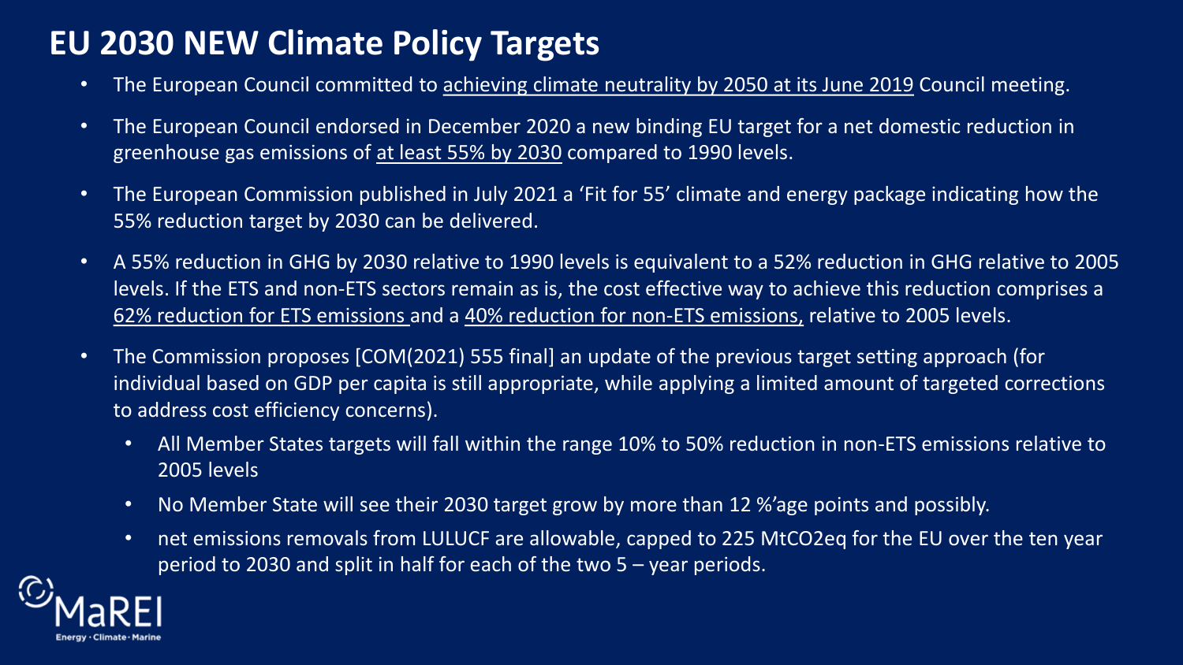# EU 2030 NEW Climate Policy Targets

- The European Council committed to achieving climate neutrality by 2050 at its June 2019 Council meeting.
- The European Council endorsed in December 2020 a new binding EU target for a net domestic reduction in greenhouse gas emissions of at least 55% by 2030 compared to 1990 levels.
- The European Commission published in July 2021 a 'Fit for 55' climate and energy package indicating how the 55% reduction target by 2030 can be delivered.
- A 55% reduction in GHG by 2030 relative to 1990 levels is equivalent to a 52% reduction in GHG relative to 2005 levels. If the ETS and non-ETS sectors remain as is, the cost effective way to achieve this reduction comprises a 62% reduction for ETS emissions and a 40% reduction for non-ETS emissions, relative to 2005 levels.
- The Commission proposes [COM(2021) 555 final] an update of the previous target setting approach (for individual based on GDP per capita is still appropriate, while applying a limited amount of targeted corrections to address cost efficiency concerns).
  - All Member States targets will fall within the range 10% to 50% reduction in non-ETS emissions relative to 2005 levels
  - No Member State will see their 2030 target grow by more than 12 %'age points and possibly.
  - net emissions removals from LULUCF are allowable, capped to 225 $MtCO_2eq$ for the EU over the ten year period to 2030 and split in half for each of the two 5 – year periods.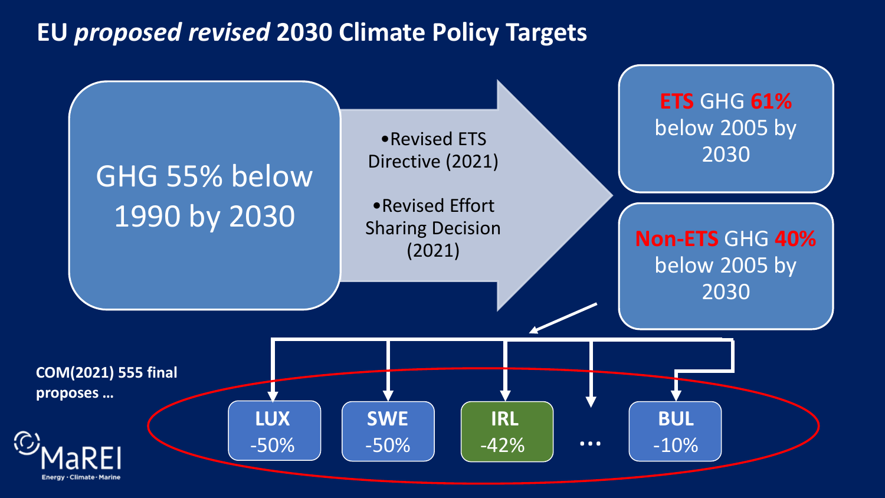# EU *proposed revised* 2030 Climate Policy Targets

GHG 55% below 1990 by 2030

- Revised ETS Directive (2021)
- Revised Effort Sharing Decision (2021)

**ETS** GHG **61%** below 2005 by 2030

**Non-ETS** GHG **40%** below 2005 by 2030

**COM(2021) 555 final proposes …**

| LUX | SWE | IRL | … | BUL |
|---|---|---|---|---|
| -50% | -50% | -42% | | -10% |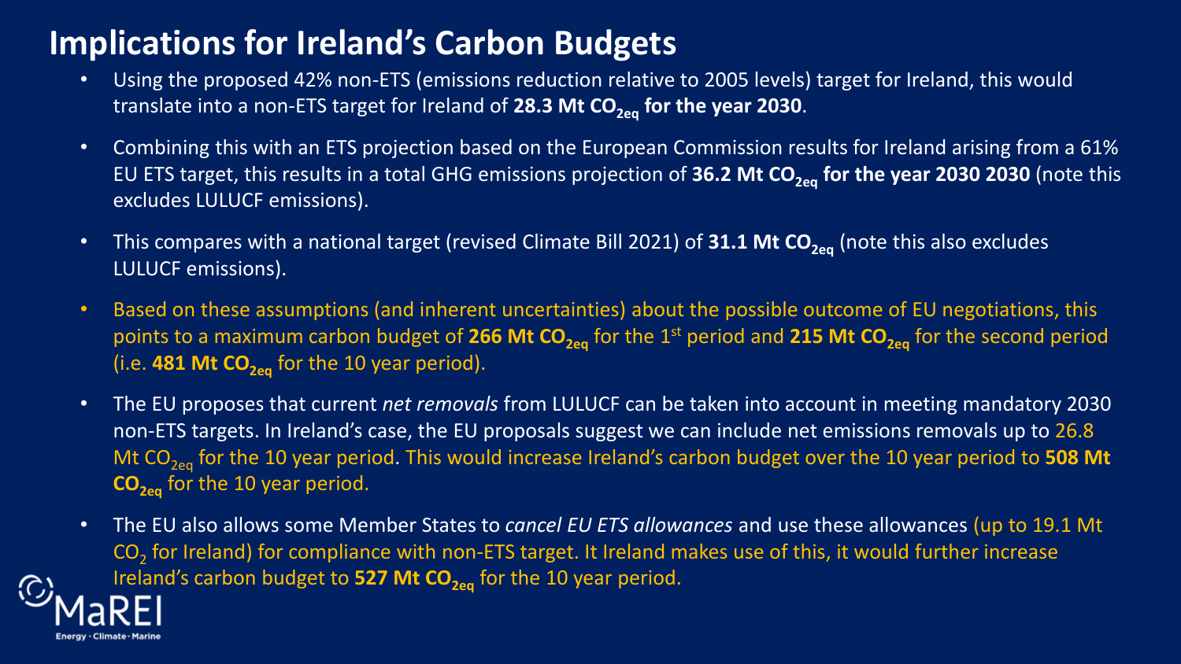# Implications for Ireland's Carbon Budgets

- Using the proposed 42% non-ETS (emissions reduction relative to 2005 levels) target for Ireland, this would translate into a non-ETS target for Ireland of **28.3 Mt $CO_{2eq}$ for the year 2030**.
- Combining this with an ETS projection based on the European Commission results for Ireland arising from a 61% EU ETS target, this results in a total GHG emissions projection of **36.2 Mt $CO_{2eq}$ for the year 2030 2030** (note this excludes LULUCF emissions).
- This compares with a national target (revised Climate Bill 2021) of **31.1 Mt $CO_{2eq}$** (note this also excludes LULUCF emissions).
- Based on these assumptions (and inherent uncertainties) about the possible outcome of EU negotiations, this points to a maximum carbon budget of **266 Mt $CO_{2eq}$** for the 1st period and **215 Mt $CO_{2eq}$** for the second period (i.e. **481 Mt $CO_{2eq}$** for the 10 year period).
- The EU proposes that current *net removals* from LULUCF can be taken into account in meeting mandatory 2030 non-ETS targets. In Ireland's case, the EU proposals suggest we can include net emissions removals up to 26.8 Mt $CO_{2eq}$ for the 10 year period. This would increase Ireland's carbon budget over the 10 year period to **508 Mt $CO_{2eq}$** for the 10 year period.
- The EU also allows some Member States to *cancel EU ETS allowances* and use these allowances (up to 19.1 Mt $CO_2$ for Ireland) for compliance with non-ETS target. It Ireland makes use of this, it would further increase Ireland's carbon budget to **527 Mt $CO_{2eq}$** for the 10 year period.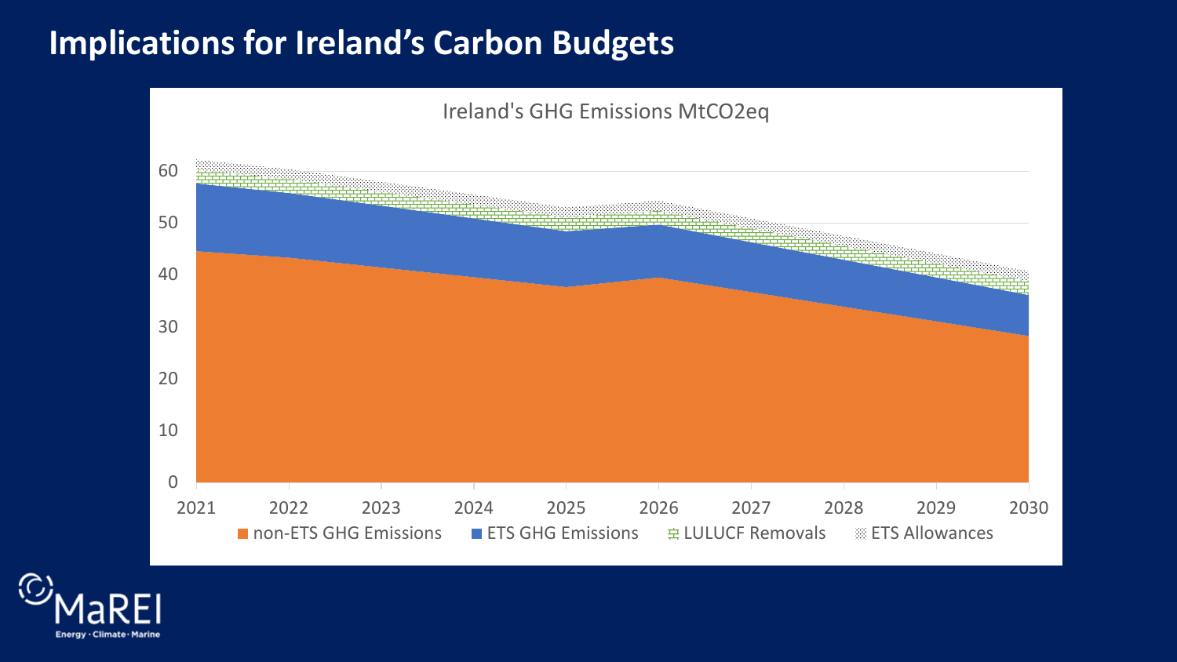# Implications for Ireland's Carbon Budgets

Ireland's GHG Emissions MtCO2eq

60
50
40
30
20
10
0

2021 2022 2023 2024 2025 2026 2027 2028 2029 2030

non-ETS GHG Emissions · ETS GHG Emissions · LULUCF Removals · ETS Allowances

MaREI
Energy · Climate · Marine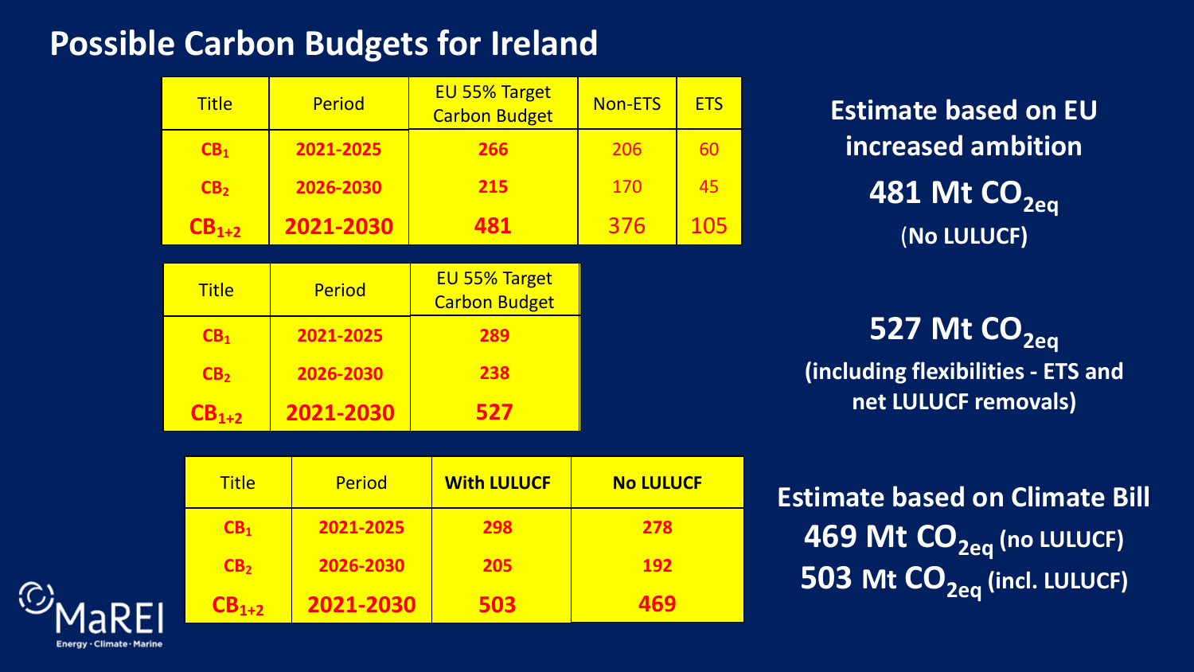# Possible Carbon Budgets for Ireland

| Title | Period | EU 55% Target Carbon Budget | Non-ETS | ETS |
|---|---|---|---|---|
| $CB_1$ | 2021-2025 | 266 | 206 | 60 |
| $CB_2$ | 2026-2030 | 215 | 170 | 45 |
| $CB_{1+2}$ | 2021-2030 | 481 | 376 | 105 |

**Estimate based on EU increased ambition**

**481 Mt $CO_{2eq}$**

**(No LULUCF)**

| Title | Period | EU 55% Target Carbon Budget |
|---|---|---|
| $CB_1$ | 2021-2025 | 289 |
| $CB_2$ | 2026-2030 | 238 |
| $CB_{1+2}$ | 2021-2030 | 527 |

**527 Mt $CO_{2eq}$**

**(including flexibilities - ETS and net LULUCF removals)**

| Title | Period | With LULUCF | No LULUCF |
|---|---|---|---|
| $CB_1$ | 2021-2025 | 298 | 278 |
| $CB_2$ | 2026-2030 | 205 | 192 |
| $CB_{1+2}$ | 2021-2030 | 503 | 469 |

**Estimate based on Climate Bill**

**469 Mt $CO_{2eq}$ (no LULUCF)**

**503 Mt $CO_{2eq}$ (incl. LULUCF)**

MaREI Energy · Climate · Marine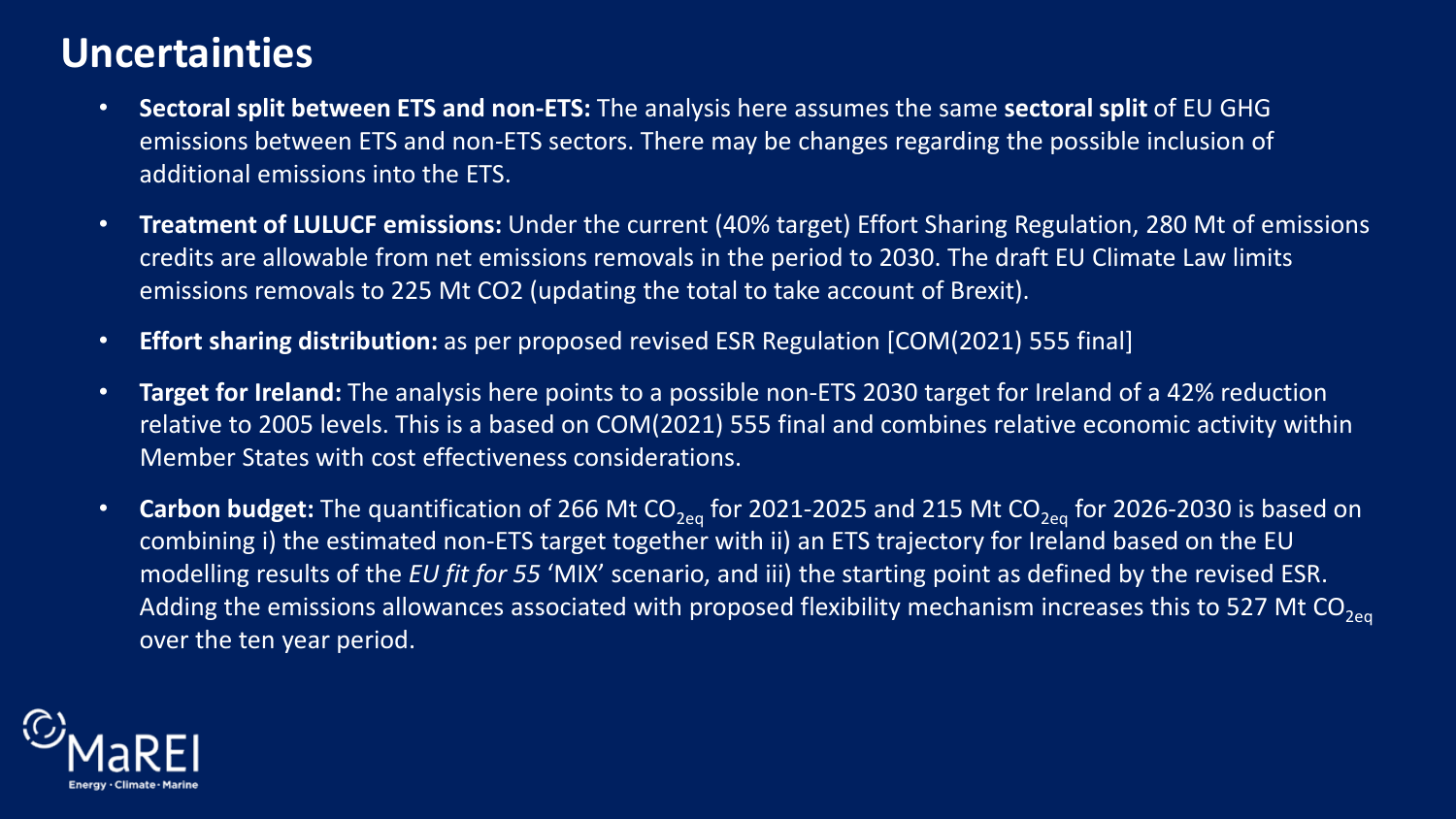# Uncertainties

- **Sectoral split between ETS and non-ETS:** The analysis here assumes the same **sectoral split** of EU GHG emissions between ETS and non-ETS sectors. There may be changes regarding the possible inclusion of additional emissions into the ETS.
- **Treatment of LULUCF emissions:** Under the current (40% target) Effort Sharing Regulation, 280 Mt of emissions credits are allowable from net emissions removals in the period to 2030. The draft EU Climate Law limits emissions removals to 225 Mt CO2 (updating the total to take account of Brexit).
- **Effort sharing distribution:** as per proposed revised ESR Regulation [COM(2021) 555 final]
- **Target for Ireland:** The analysis here points to a possible non-ETS 2030 target for Ireland of a 42% reduction relative to 2005 levels. This is a based on COM(2021) 555 final and combines relative economic activity within Member States with cost effectiveness considerations.
- **Carbon budget:** The quantification of 266 Mt $CO_{2eq}$ for 2021-2025 and 215 Mt $CO_{2eq}$ for 2026-2030 is based on combining i) the estimated non-ETS target together with ii) an ETS trajectory for Ireland based on the EU modelling results of the *EU fit for 55* 'MIX' scenario, and iii) the starting point as defined by the revised ESR. Adding the emissions allowances associated with proposed flexibility mechanism increases this to 527 Mt $CO_{2eq}$ over the ten year period.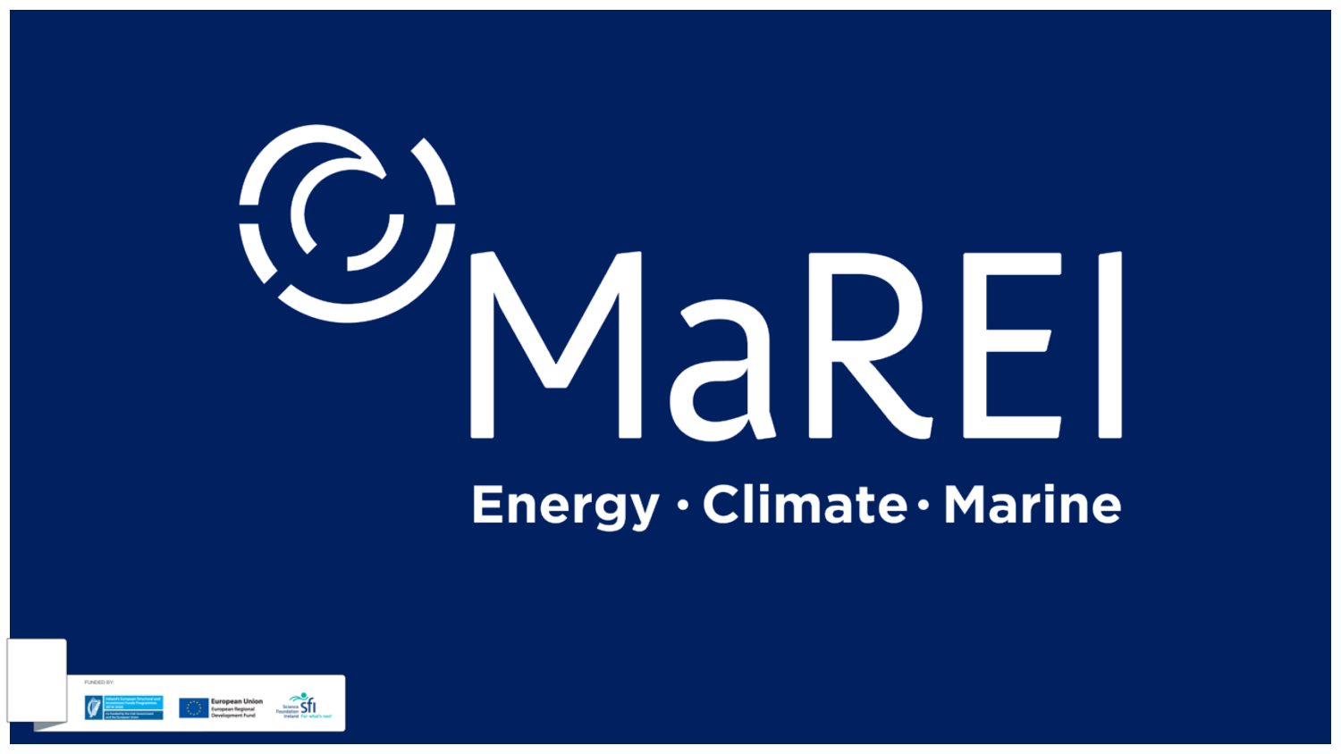# MaREI

**Energy · Climate · Marine**

FUNDED BY:

Ireland's European Structural and Investment Funds Programmes 2014-2020

Co-funded by the Irish Government and the European Union

European Union European Regional Development Fund

Science Foundation Ireland For what's next